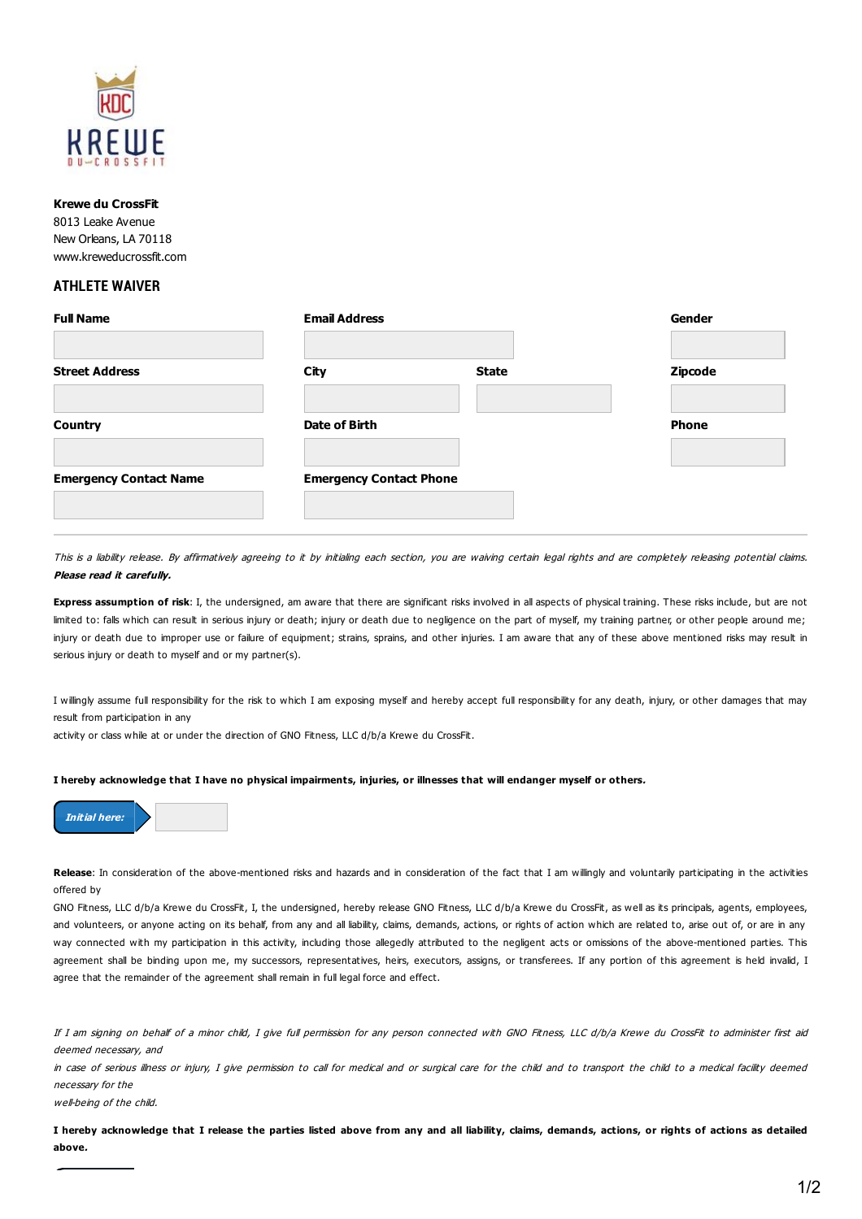**Krewe du CrossFit**
8013 Leake Avenue
New Orleans, LA 70118
www.kreweducrossfit.com

## ATHLETE WAIVER

| Full Name | Email Address | | Gender |
|---|---|---|---|
| | | | |
| **Street Address** | **City** | **State** | **Zipcode** |
| | | | |
| **Country** | **Date of Birth** | | **Phone** |
| | | | |
| **Emergency Contact Name** | **Emergency Contact Phone** | | |
| | | | |

---

*This is a liability release. By affirmatively agreeing to it by initialing each section, you are waiving certain legal rights and are completely releasing potential claims.* ***Please read it carefully.***

**Express assumption of risk**: I, the undersigned, am aware that there are significant risks involved in all aspects of physical training. These risks include, but are not limited to: falls which can result in serious injury or death; injury or death due to negligence on the part of myself, my training partner, or other people around me; injury or death due to improper use or failure of equipment; strains, sprains, and other injuries. I am aware that any of these above mentioned risks may result in serious injury or death to myself and or my partner(s).

I willingly assume full responsibility for the risk to which I am exposing myself and hereby accept full responsibility for any death, injury, or other damages that may result from participation in any
activity or class while at or under the direction of GNO Fitness, LLC d/b/a Krewe du CrossFit.

**I hereby acknowledge that I have no physical impairments, injuries, or illnesses that will endanger myself or others.**

***Initial here:*** ______

**Release**: In consideration of the above-mentioned risks and hazards and in consideration of the fact that I am willingly and voluntarily participating in the activities offered by
GNO Fitness, LLC d/b/a Krewe du CrossFit, I, the undersigned, hereby release GNO Fitness, LLC d/b/a Krewe du CrossFit, as well as its principals, agents, employees, and volunteers, or anyone acting on its behalf, from any and all liability, claims, demands, actions, or rights of action which are related to, arise out of, or are in any way connected with my participation in this activity, including those allegedly attributed to the negligent acts or omissions of the above-mentioned parties. This agreement shall be binding upon me, my successors, representatives, heirs, executors, assigns, or transferees. If any portion of this agreement is held invalid, I agree that the remainder of the agreement shall remain in full legal force and effect.

*If I am signing on behalf of a minor child, I give full permission for any person connected with GNO Fitness, LLC d/b/a Krewe du CrossFit to administer first aid deemed necessary, and*
*in case of serious illness or injury, I give permission to call for medical and or surgical care for the child and to transport the child to a medical facility deemed necessary for the*
*well-being of the child.*

**I hereby acknowledge that I release the parties listed above from any and all liability, claims, demands, actions, or rights of actions as detailed above.**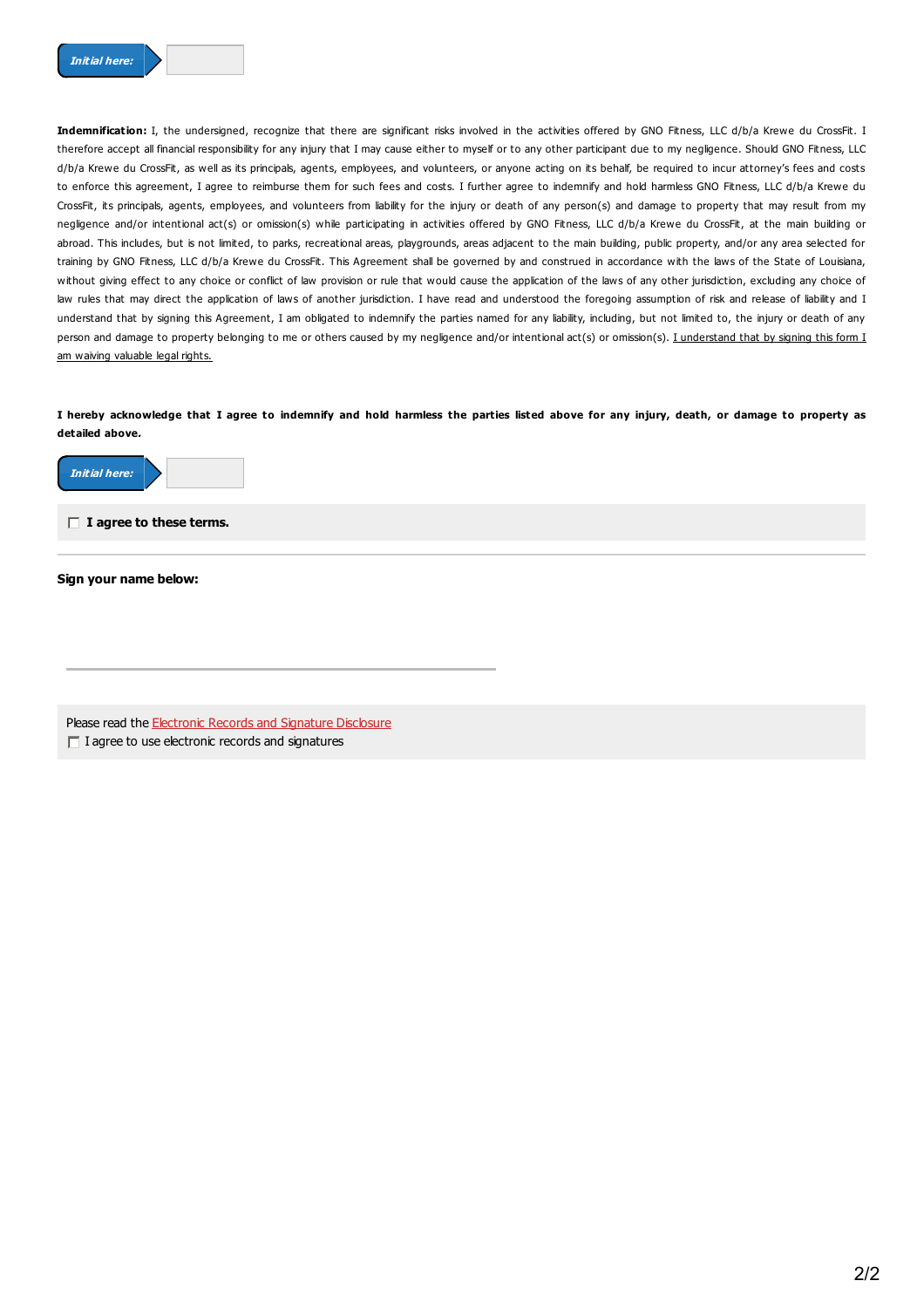**Initial here:**

**Indemnification:** I, the undersigned, recognize that there are significant risks involved in the activities offered by GNO Fitness, LLC d/b/a Krewe du CrossFit. I therefore accept all financial responsibility for any injury that I may cause either to myself or to any other participant due to my negligence. Should GNO Fitness, LLC d/b/a Krewe du CrossFit, as well as its principals, agents, employees, and volunteers, or anyone acting on its behalf, be required to incur attorney's fees and costs to enforce this agreement, I agree to reimburse them for such fees and costs. I further agree to indemnify and hold harmless GNO Fitness, LLC d/b/a Krewe du CrossFit, its principals, agents, employees, and volunteers from liability for the injury or death of any person(s) and damage to property that may result from my negligence and/or intentional act(s) or omission(s) while participating in activities offered by GNO Fitness, LLC d/b/a Krewe du CrossFit, at the main building or abroad. This includes, but is not limited, to parks, recreational areas, playgrounds, areas adjacent to the main building, public property, and/or any area selected for training by GNO Fitness, LLC d/b/a Krewe du CrossFit. This Agreement shall be governed by and construed in accordance with the laws of the State of Louisiana, without giving effect to any choice or conflict of law provision or rule that would cause the application of the laws of any other jurisdiction, excluding any choice of law rules that may direct the application of laws of another jurisdiction. I have read and understood the foregoing assumption of risk and release of liability and I understand that by signing this Agreement, I am obligated to indemnify the parties named for any liability, including, but not limited to, the injury or death of any person and damage to property belonging to me or others caused by my negligence and/or intentional act(s) or omission(s). <u>I understand that by signing this form I am waiving valuable legal rights.</u>

**I hereby acknowledge that I agree to indemnify and hold harmless the parties listed above for any injury, death, or damage to property as detailed above.**

**Initial here:**

☐ **I agree to these terms.**

**Sign your name below:**

Please read the Electronic Records and Signature Disclosure

☐ I agree to use electronic records and signatures